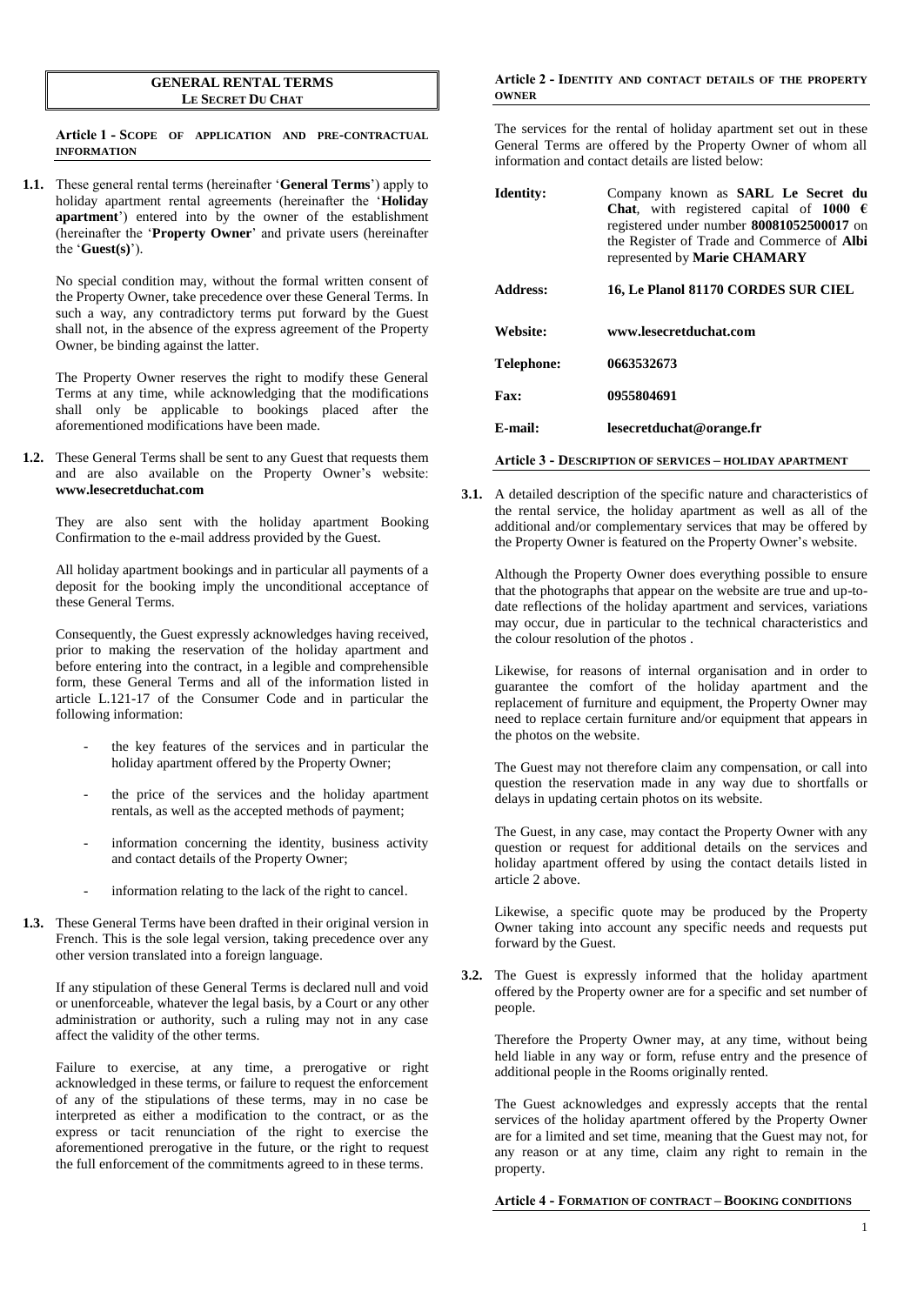# GENERAL RENTAL TERMS
## LE SECRET DU CHAT

### Article 1 - SCOPE OF APPLICATION AND PRE-CONTRACTUAL INFORMATION

**1.1.** These general rental terms (hereinafter '**General Terms**') apply to holiday apartment rental agreements (hereinafter the '**Holiday apartment**') entered into by the owner of the establishment (hereinafter the '**Property Owner**' and private users (hereinafter the '**Guest(s)**').

No special condition may, without the formal written consent of the Property Owner, take precedence over these General Terms. In such a way, any contradictory terms put forward by the Guest shall not, in the absence of the express agreement of the Property Owner, be binding against the latter.

The Property Owner reserves the right to modify these General Terms at any time, while acknowledging that the modifications shall only be applicable to bookings placed after the aforementioned modifications have been made.

**1.2.** These General Terms shall be sent to any Guest that requests them and are also available on the Property Owner's website: **www.lesecretduchat.com**

They are also sent with the holiday apartment Booking Confirmation to the e-mail address provided by the Guest.

All holiday apartment bookings and in particular all payments of a deposit for the booking imply the unconditional acceptance of these General Terms.

Consequently, the Guest expressly acknowledges having received, prior to making the reservation of the holiday apartment and before entering into the contract, in a legible and comprehensible form, these General Terms and all of the information listed in article L.121-17 of the Consumer Code and in particular the following information:

- the key features of the services and in particular the holiday apartment offered by the Property Owner;
- the price of the services and the holiday apartment rentals, as well as the accepted methods of payment;
- information concerning the identity, business activity and contact details of the Property Owner;
- information relating to the lack of the right to cancel.

**1.3.** These General Terms have been drafted in their original version in French. This is the sole legal version, taking precedence over any other version translated into a foreign language.

If any stipulation of these General Terms is declared null and void or unenforceable, whatever the legal basis, by a Court or any other administration or authority, such a ruling may not in any case affect the validity of the other terms.

Failure to exercise, at any time, a prerogative or right acknowledged in these terms, or failure to request the enforcement of any of the stipulations of these terms, may in no case be interpreted as either a modification to the contract, or as the express or tacit renunciation of the right to exercise the aforementioned prerogative in the future, or the right to request the full enforcement of the commitments agreed to in these terms.

### Article 2 - IDENTITY AND CONTACT DETAILS OF THE PROPERTY OWNER

The services for the rental of holiday apartment set out in these General Terms are offered by the Property Owner of whom all information and contact details are listed below:

| | |
|---|---|
| **Identity:** | Company known as **SARL Le Secret du Chat**, with registered capital of **1000 €** registered under number **80081052500017** on the Register of Trade and Commerce of **Albi** represented by **Marie CHAMARY** |
| **Address:** | **16, Le Planol 81170 CORDES SUR CIEL** |
| **Website:** | **www.lesecretduchat.com** |
| **Telephone:** | **0663532673** |
| **Fax:** | **0955804691** |
| **E-mail:** | **lesecretduchat@orange.fr** |

### Article 3 - DESCRIPTION OF SERVICES – HOLIDAY APARTMENT

**3.1.** A detailed description of the specific nature and characteristics of the rental service, the holiday apartment as well as all of the additional and/or complementary services that may be offered by the Property Owner is featured on the Property Owner's website.

Although the Property Owner does everything possible to ensure that the photographs that appear on the website are true and up-to-date reflections of the holiday apartment and services, variations may occur, due in particular to the technical characteristics and the colour resolution of the photos .

Likewise, for reasons of internal organisation and in order to guarantee the comfort of the holiday apartment and the replacement of furniture and equipment, the Property Owner may need to replace certain furniture and/or equipment that appears in the photos on the website.

The Guest may not therefore claim any compensation, or call into question the reservation made in any way due to shortfalls or delays in updating certain photos on its website.

The Guest, in any case, may contact the Property Owner with any question or request for additional details on the services and holiday apartment offered by using the contact details listed in article 2 above.

Likewise, a specific quote may be produced by the Property Owner taking into account any specific needs and requests put forward by the Guest.

**3.2.** The Guest is expressly informed that the holiday apartment offered by the Property owner are for a specific and set number of people.

Therefore the Property Owner may, at any time, without being held liable in any way or form, refuse entry and the presence of additional people in the Rooms originally rented.

The Guest acknowledges and expressly accepts that the rental services of the holiday apartment offered by the Property Owner are for a limited and set time, meaning that the Guest may not, for any reason or at any time, claim any right to remain in the property.

### Article 4 - FORMATION OF CONTRACT – BOOKING CONDITIONS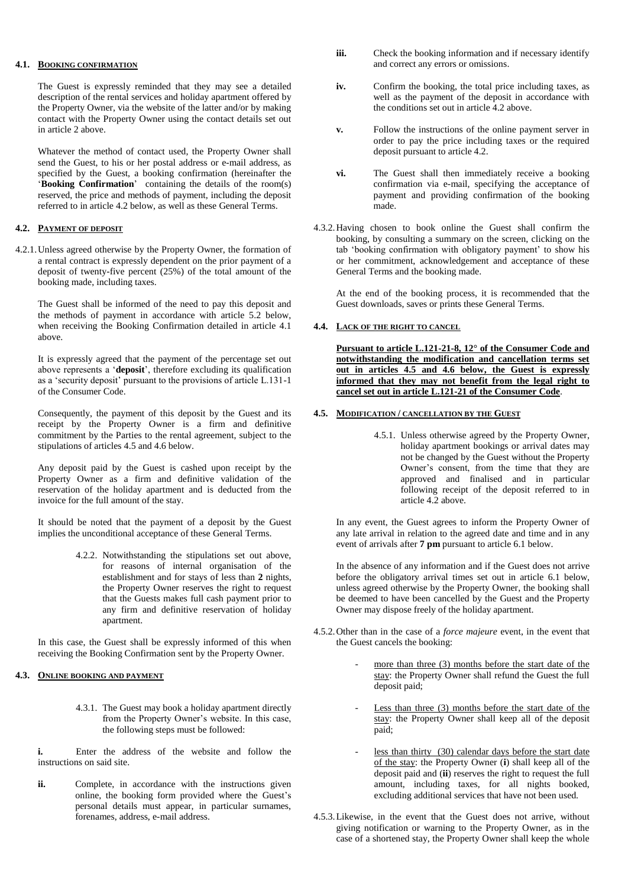### 4.1. Booking confirmation

The Guest is expressly reminded that they may see a detailed description of the rental services and holiday apartment offered by the Property Owner, via the website of the latter and/or by making contact with the Property Owner using the contact details set out in article 2 above.

Whatever the method of contact used, the Property Owner shall send the Guest, to his or her postal address or e-mail address, as specified by the Guest, a booking confirmation (hereinafter the '**Booking Confirmation**' containing the details of the room(s) reserved, the price and methods of payment, including the deposit referred to in article 4.2 below, as well as these General Terms.

### 4.2. Payment of deposit

4.2.1. Unless agreed otherwise by the Property Owner, the formation of a rental contract is expressly dependent on the prior payment of a deposit of twenty-five percent (25%) of the total amount of the booking made, including taxes.

The Guest shall be informed of the need to pay this deposit and the methods of payment in accordance with article 5.2 below, when receiving the Booking Confirmation detailed in article 4.1 above.

It is expressly agreed that the payment of the percentage set out above represents a '**deposit**', therefore excluding its qualification as a 'security deposit' pursuant to the provisions of article L.131-1 of the Consumer Code.

Consequently, the payment of this deposit by the Guest and its receipt by the Property Owner is a firm and definitive commitment by the Parties to the rental agreement, subject to the stipulations of articles 4.5 and 4.6 below.

Any deposit paid by the Guest is cashed upon receipt by the Property Owner as a firm and definitive validation of the reservation of the holiday apartment and is deducted from the invoice for the full amount of the stay.

It should be noted that the payment of a deposit by the Guest implies the unconditional acceptance of these General Terms.

4.2.2. Notwithstanding the stipulations set out above, for reasons of internal organisation of the establishment and for stays of less than **2** nights, the Property Owner reserves the right to request that the Guests makes full cash payment prior to any firm and definitive reservation of holiday apartment.

In this case, the Guest shall be expressly informed of this when receiving the Booking Confirmation sent by the Property Owner.

### 4.3. Online booking and payment

4.3.1. The Guest may book a holiday apartment directly from the Property Owner's website. In this case, the following steps must be followed:

**i.** Enter the address of the website and follow the instructions on said site.

**ii.** Complete, in accordance with the instructions given online, the booking form provided where the Guest's personal details must appear, in particular surnames, forenames, address, e-mail address.

**iii.** Check the booking information and if necessary identify and correct any errors or omissions.

**iv.** Confirm the booking, the total price including taxes, as well as the payment of the deposit in accordance with the conditions set out in article 4.2 above.

**v.** Follow the instructions of the online payment server in order to pay the price including taxes or the required deposit pursuant to article 4.2.

**vi.** The Guest shall then immediately receive a booking confirmation via e-mail, specifying the acceptance of payment and providing confirmation of the booking made.

4.3.2. Having chosen to book online the Guest shall confirm the booking, by consulting a summary on the screen, clicking on the tab 'booking confirmation with obligatory payment' to show his or her commitment, acknowledgement and acceptance of these General Terms and the booking made.

At the end of the booking process, it is recommended that the Guest downloads, saves or prints these General Terms.

### 4.4. Lack of the right to cancel

**Pursuant to article L.121-21-8, 12° of the Consumer Code and notwithstanding the modification and cancellation terms set out in articles 4.5 and 4.6 below, the Guest is expressly informed that they may not benefit from the legal right to cancel set out in article L.121-21 of the Consumer Code**.

### 4.5. Modification / cancellation by the Guest

4.5.1. Unless otherwise agreed by the Property Owner, holiday apartment bookings or arrival dates may not be changed by the Guest without the Property Owner's consent, from the time that they are approved and finalised and in particular following receipt of the deposit referred to in article 4.2 above.

In any event, the Guest agrees to inform the Property Owner of any late arrival in relation to the agreed date and time and in any event of arrivals after **7 pm** pursuant to article 6.1 below.

In the absence of any information and if the Guest does not arrive before the obligatory arrival times set out in article 6.1 below, unless agreed otherwise by the Property Owner, the booking shall be deemed to have been cancelled by the Guest and the Property Owner may dispose freely of the holiday apartment.

4.5.2. Other than in the case of a *force majeure* event, in the event that the Guest cancels the booking:

- more than three (3) months before the start date of the stay: the Property Owner shall refund the Guest the full deposit paid;
- Less than three (3) months before the start date of the stay: the Property Owner shall keep all of the deposit paid;
- less than thirty (30) calendar days before the start date of the stay: the Property Owner (**i**) shall keep all of the deposit paid and (**ii**) reserves the right to request the full amount, including taxes, for all nights booked, excluding additional services that have not been used.

4.5.3. Likewise, in the event that the Guest does not arrive, without giving notification or warning to the Property Owner, as in the case of a shortened stay, the Property Owner shall keep the whole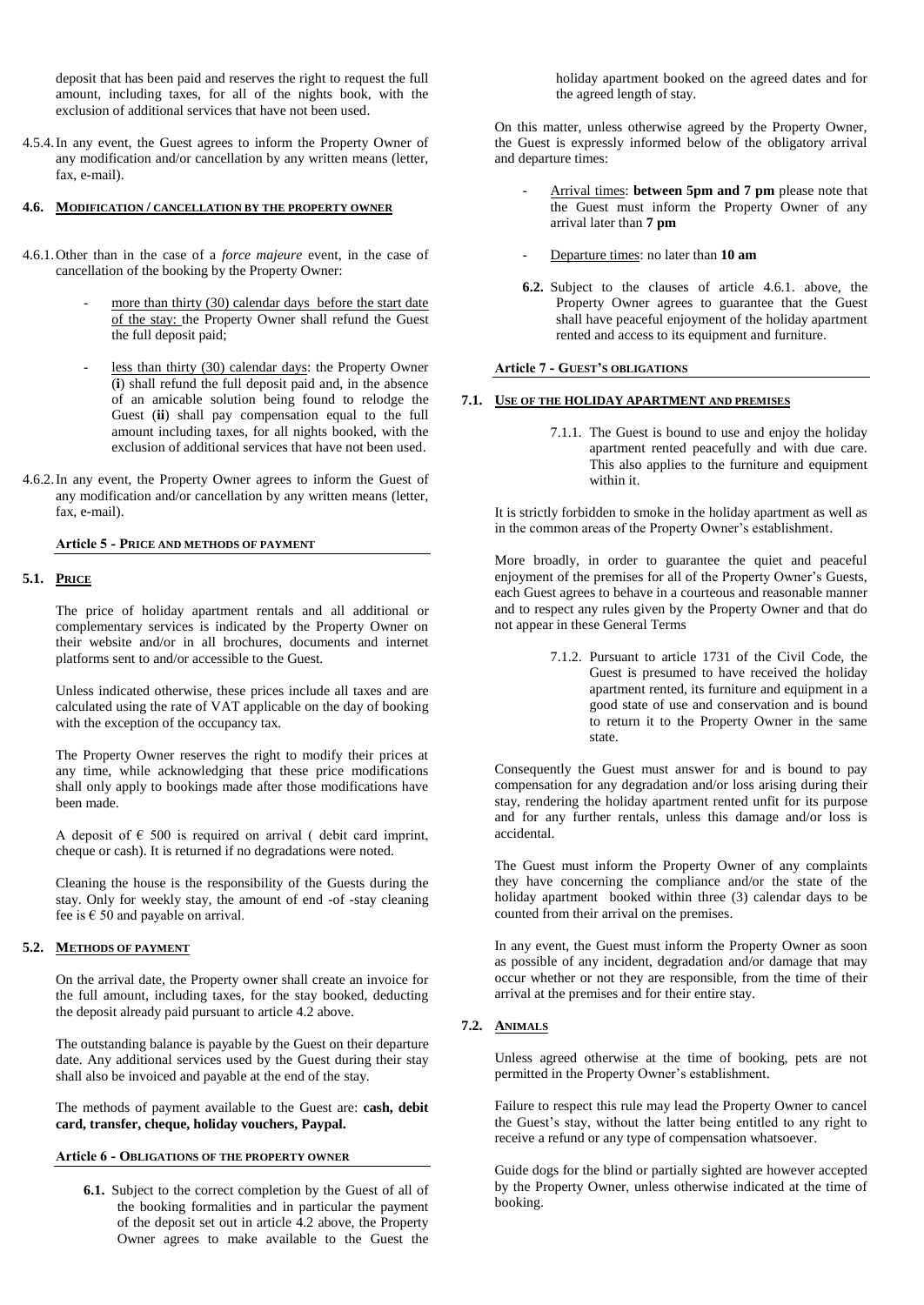deposit that has been paid and reserves the right to request the full amount, including taxes, for all of the nights book, with the exclusion of additional services that have not been used.

4.5.4. In any event, the Guest agrees to inform the Property Owner of any modification and/or cancellation by any written means (letter, fax, e-mail).

### 4.6. MODIFICATION / CANCELLATION BY THE PROPERTY OWNER

4.6.1. Other than in the case of a *force majeure* event, in the case of cancellation of the booking by the Property Owner:

- more than thirty (30) calendar days before the start date of the stay: the Property Owner shall refund the Guest the full deposit paid;
- less than thirty (30) calendar days: the Property Owner (**i**) shall refund the full deposit paid and, in the absence of an amicable solution being found to relodge the Guest (**ii**) shall pay compensation equal to the full amount including taxes, for all nights booked, with the exclusion of additional services that have not been used.

4.6.2. In any event, the Property Owner agrees to inform the Guest of any modification and/or cancellation by any written means (letter, fax, e-mail).

## Article 5 - PRICE AND METHODS OF PAYMENT

### 5.1. PRICE

The price of holiday apartment rentals and all additional or complementary services is indicated by the Property Owner on their website and/or in all brochures, documents and internet platforms sent to and/or accessible to the Guest.

Unless indicated otherwise, these prices include all taxes and are calculated using the rate of VAT applicable on the day of booking with the exception of the occupancy tax.

The Property Owner reserves the right to modify their prices at any time, while acknowledging that these price modifications shall only apply to bookings made after those modifications have been made.

A deposit of € 500 is required on arrival ( debit card imprint, cheque or cash). It is returned if no degradations were noted.

Cleaning the house is the responsibility of the Guests during the stay. Only for weekly stay, the amount of end -of -stay cleaning fee is € 50 and payable on arrival.

### 5.2. METHODS OF PAYMENT

On the arrival date, the Property owner shall create an invoice for the full amount, including taxes, for the stay booked, deducting the deposit already paid pursuant to article 4.2 above.

The outstanding balance is payable by the Guest on their departure date. Any additional services used by the Guest during their stay shall also be invoiced and payable at the end of the stay.

The methods of payment available to the Guest are: **cash, debit card, transfer, cheque, holiday vouchers, Paypal.**

## Article 6 - OBLIGATIONS OF THE PROPERTY OWNER

**6.1.** Subject to the correct completion by the Guest of all of the booking formalities and in particular the payment of the deposit set out in article 4.2 above, the Property Owner agrees to make available to the Guest the holiday apartment booked on the agreed dates and for the agreed length of stay.

On this matter, unless otherwise agreed by the Property Owner, the Guest is expressly informed below of the obligatory arrival and departure times:

- Arrival times: **between 5pm and 7 pm** please note that the Guest must inform the Property Owner of any arrival later than **7 pm**
- Departure times: no later than **10 am**

**6.2.** Subject to the clauses of article 4.6.1. above, the Property Owner agrees to guarantee that the Guest shall have peaceful enjoyment of the holiday apartment rented and access to its equipment and furniture.

## Article 7 - GUEST'S OBLIGATIONS

### 7.1. USE OF THE HOLIDAY APARTMENT AND PREMISES

7.1.1. The Guest is bound to use and enjoy the holiday apartment rented peacefully and with due care. This also applies to the furniture and equipment within it.

It is strictly forbidden to smoke in the holiday apartment as well as in the common areas of the Property Owner's establishment.

More broadly, in order to guarantee the quiet and peaceful enjoyment of the premises for all of the Property Owner's Guests, each Guest agrees to behave in a courteous and reasonable manner and to respect any rules given by the Property Owner and that do not appear in these General Terms

7.1.2. Pursuant to article 1731 of the Civil Code, the Guest is presumed to have received the holiday apartment rented, its furniture and equipment in a good state of use and conservation and is bound to return it to the Property Owner in the same state.

Consequently the Guest must answer for and is bound to pay compensation for any degradation and/or loss arising during their stay, rendering the holiday apartment rented unfit for its purpose and for any further rentals, unless this damage and/or loss is accidental.

The Guest must inform the Property Owner of any complaints they have concerning the compliance and/or the state of the holiday apartment booked within three (3) calendar days to be counted from their arrival on the premises.

In any event, the Guest must inform the Property Owner as soon as possible of any incident, degradation and/or damage that may occur whether or not they are responsible, from the time of their arrival at the premises and for their entire stay.

### 7.2. ANIMALS

Unless agreed otherwise at the time of booking, pets are not permitted in the Property Owner's establishment.

Failure to respect this rule may lead the Property Owner to cancel the Guest's stay, without the latter being entitled to any right to receive a refund or any type of compensation whatsoever.

Guide dogs for the blind or partially sighted are however accepted by the Property Owner, unless otherwise indicated at the time of booking.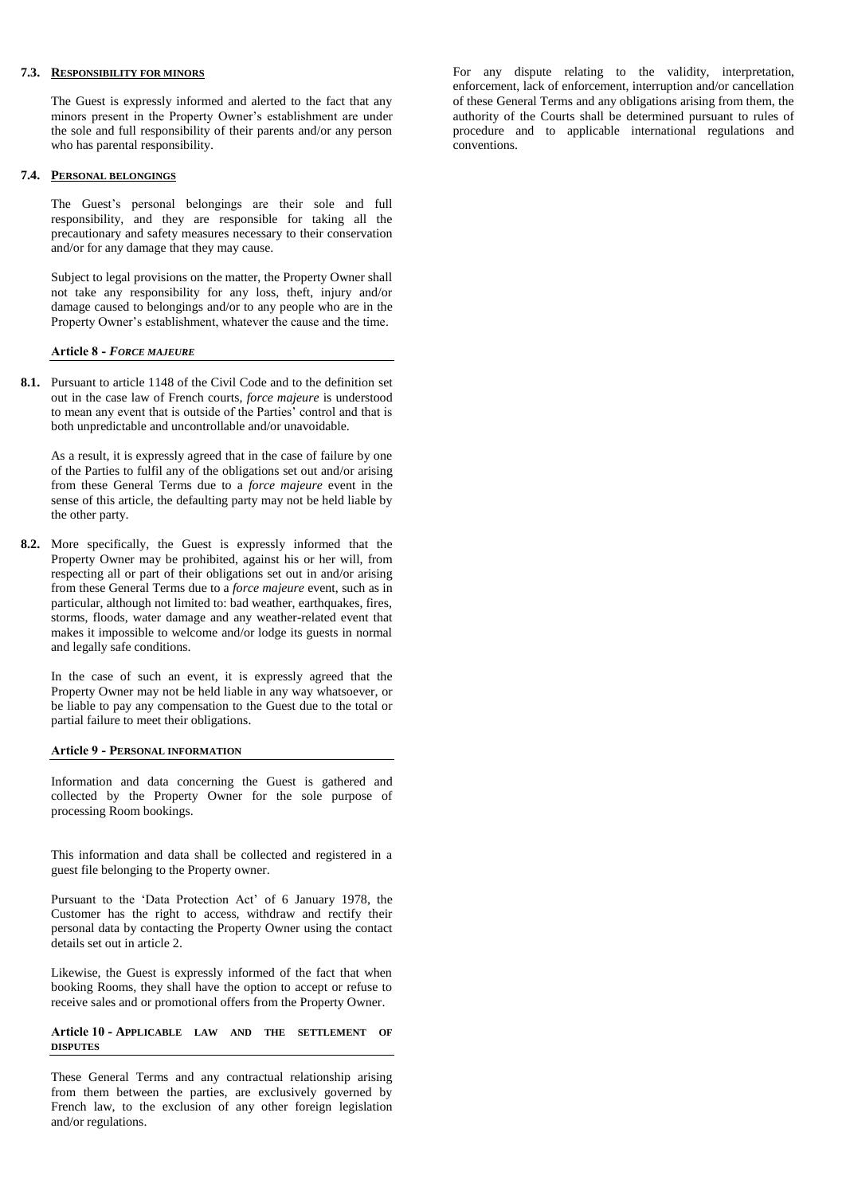### 7.3. RESPONSIBILITY FOR MINORS

The Guest is expressly informed and alerted to the fact that any minors present in the Property Owner's establishment are under the sole and full responsibility of their parents and/or any person who has parental responsibility.

### 7.4. PERSONAL BELONGINGS

The Guest's personal belongings are their sole and full responsibility, and they are responsible for taking all the precautionary and safety measures necessary to their conservation and/or for any damage that they may cause.

Subject to legal provisions on the matter, the Property Owner shall not take any responsibility for any loss, theft, injury and/or damage caused to belongings and/or to any people who are in the Property Owner's establishment, whatever the cause and the time.

## Article 8 - *FORCE MAJEURE*

**8.1.** Pursuant to article 1148 of the Civil Code and to the definition set out in the case law of French courts, *force majeure* is understood to mean any event that is outside of the Parties' control and that is both unpredictable and uncontrollable and/or unavoidable.

As a result, it is expressly agreed that in the case of failure by one of the Parties to fulfil any of the obligations set out and/or arising from these General Terms due to a *force majeure* event in the sense of this article, the defaulting party may not be held liable by the other party.

**8.2.** More specifically, the Guest is expressly informed that the Property Owner may be prohibited, against his or her will, from respecting all or part of their obligations set out in and/or arising from these General Terms due to a *force majeure* event, such as in particular, although not limited to: bad weather, earthquakes, fires, storms, floods, water damage and any weather-related event that makes it impossible to welcome and/or lodge its guests in normal and legally safe conditions.

In the case of such an event, it is expressly agreed that the Property Owner may not be held liable in any way whatsoever, or be liable to pay any compensation to the Guest due to the total or partial failure to meet their obligations.

## Article 9 - PERSONAL INFORMATION

Information and data concerning the Guest is gathered and collected by the Property Owner for the sole purpose of processing Room bookings.

This information and data shall be collected and registered in a guest file belonging to the Property owner.

Pursuant to the 'Data Protection Act' of 6 January 1978, the Customer has the right to access, withdraw and rectify their personal data by contacting the Property Owner using the contact details set out in article 2.

Likewise, the Guest is expressly informed of the fact that when booking Rooms, they shall have the option to accept or refuse to receive sales and or promotional offers from the Property Owner.

## Article 10 - APPLICABLE LAW AND THE SETTLEMENT OF DISPUTES

These General Terms and any contractual relationship arising from them between the parties, are exclusively governed by French law, to the exclusion of any other foreign legislation and/or regulations.

For any dispute relating to the validity, interpretation, enforcement, lack of enforcement, interruption and/or cancellation of these General Terms and any obligations arising from them, the authority of the Courts shall be determined pursuant to rules of procedure and to applicable international regulations and conventions.